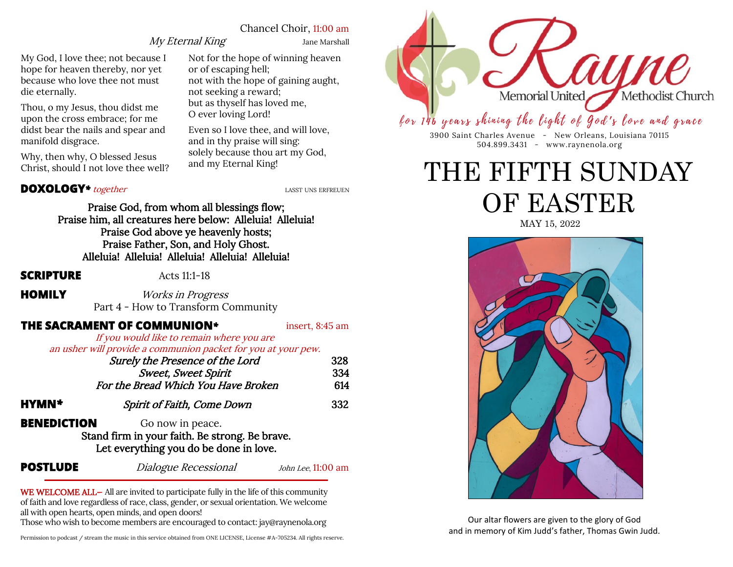Chancel Choir, 11:00 am

*My Eternal King* Jane Marshall

My God, I love thee; not because I hope for heaven thereby, nor yet because who love thee not must die eternally.

Thou, o my Jesus, thou didst me upon the cross embrace; for me didst bear the nails and spear and manifold disgrace.

Why, then why, O blessed Jesus Christ, should I not love thee well?

Not for the hope of winning heaven
or of escaping hell;
not with the hope of gaining aught,
not seeking a reward;
but as thyself has loved me,
O ever loving Lord!

Even so I love thee, and will love,
and in thy praise will sing:
solely because thou art my God,
and my Eternal King!

**DOXOLOGY*** *together* LASST UNS ERFREUEN

Praise God, from whom all blessings flow;
Praise him, all creatures here below: Alleluia! Alleluia!
Praise God above ye heavenly hosts;
Praise Father, Son, and Holy Ghost.
Alleluia! Alleluia! Alleluia! Alleluia! Alleluia!

**SCRIPTURE** Acts 11:1-18

**HOMILY** *Works in Progress*
Part 4 - How to Transform Community

**THE SACRAMENT OF COMMUNION*** insert, 8:45 am

*If you would like to remain where you are
an usher will provide a communion packet for you at your pew.*

*Surely the Presence of the Lord* 328
*Sweet, Sweet Spirit* 334
*For the Bread Which You Have Broken* 614

**HYMN*** *Spirit of Faith, Come Down* 332

**BENEDICTION** Go now in peace.
Stand firm in your faith. Be strong. Be brave.
Let everything you do be done in love.

**POSTLUDE** *Dialogue Recessional* *John Lee*, 11:00 am

WE WELCOME ALL– All are invited to participate fully in the life of this community of faith and love regardless of race, class, gender, or sexual orientation. We welcome all with open hearts, open minds, and open doors!
Those who wish to become members are encouraged to contact: jay@raynenola.org

Permission to podcast / stream the music in this service obtained from ONE LICENSE, License #A-705234. All rights reserve.

Rayne Memorial United Methodist Church

*for 146 years shining the light of God's love and grace*

3900 Saint Charles Avenue - New Orleans, Louisiana 70115
504.899.3431 - www.raynenola.org

# THE FIFTH SUNDAY OF EASTER

MAY 15, 2022

Our altar flowers are given to the glory of God
and in memory of Kim Judd's father, Thomas Gwin Judd.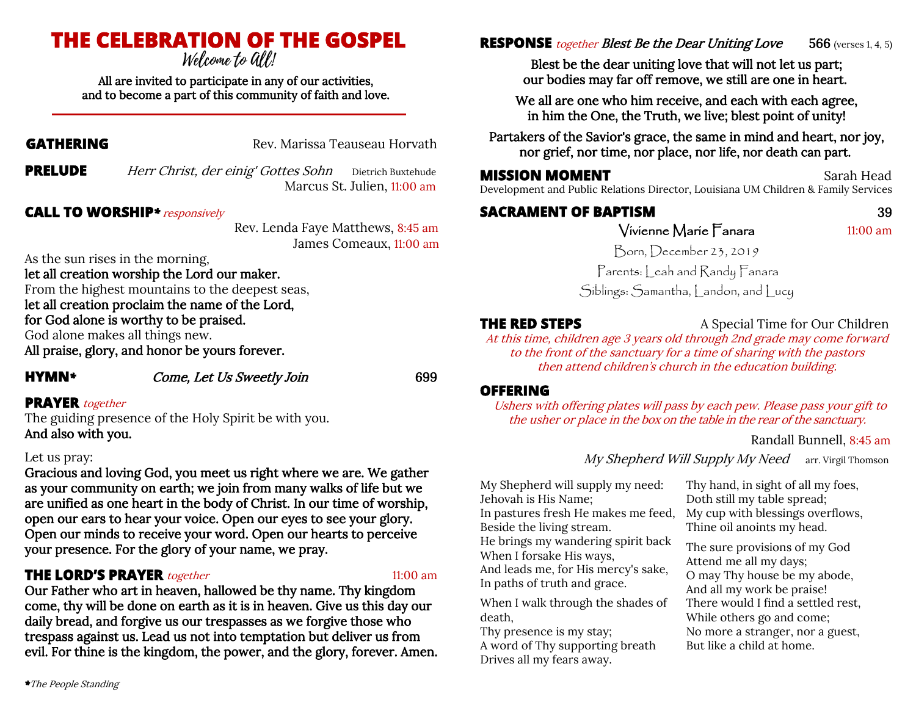# THE CELEBRATION OF THE GOSPEL

*Welcome to All!*

All are invited to participate in any of our activities,
and to become a part of this community of faith and love.

---

**GATHERING** Rev. Marissa Teauseau Horvath

**PRELUDE** *Herr Christ, der einig' Gottes Sohn* Dietrich Buxtehude
Marcus St. Julien, 11:00 am

**CALL TO WORSHIP\*** *responsively*
Rev. Lenda Faye Matthews, 8:45 am
James Comeaux, 11:00 am

As the sun rises in the morning,
**let all creation worship the Lord our maker.**
From the highest mountains to the deepest seas,
**let all creation proclaim the name of the Lord,**
**for God alone is worthy to be praised.**
God alone makes all things new.
**All praise, glory, and honor be yours forever.**

**HYMN\*** *Come, Let Us Sweetly Join* 699

**PRAYER** *together*
The guiding presence of the Holy Spirit be with you.
**And also with you.**

Let us pray:
**Gracious and loving God, you meet us right where we are. We gather as your community on earth; we join from many walks of life but we are unified as one heart in the body of Christ. In our time of worship, open our ears to hear your voice. Open our eyes to see your glory. Open our minds to receive your word. Open our hearts to perceive your presence. For the glory of your name, we pray.**

**THE LORD'S PRAYER** *together* 11:00 am
**Our Father who art in heaven, hallowed be thy name. Thy kingdom come, thy will be done on earth as it is in heaven. Give us this day our daily bread, and forgive us our trespasses as we forgive those who trespass against us. Lead us not into temptation but deliver us from evil. For thine is the kingdom, the power, and the glory, forever. Amen.**

*\*The People Standing*

**RESPONSE** *together* *Blest Be the Dear Uniting Love* 566 (verses 1, 4, 5)

**Blest be the dear uniting love that will not let us part;**
**our bodies may far off remove, we still are one in heart.**

**We all are one who him receive, and each with each agree,**
**in him the One, the Truth, we live; blest point of unity!**

**Partakers of the Savior's grace, the same in mind and heart, nor joy,**
**nor grief, nor time, nor place, nor life, nor death can part.**

**MISSION MOMENT** Sarah Head
Development and Public Relations Director, Louisiana UM Children & Family Services

**SACRAMENT OF BAPTISM** 39

Vivienne Marie Fanara 11:00 am
Born, December 23, 2019
Parents: Leah and Randy Fanara
Siblings: Samantha, Landon, and Lucy

**THE RED STEPS** A Special Time for Our Children
*At this time, children age 3 years old through 2nd grade may come forward to the front of the sanctuary for a time of sharing with the pastors then attend children's church in the education building.*

**OFFERING**
*Ushers with offering plates will pass by each pew. Please pass your gift to the usher or place in the box on the table in the rear of the sanctuary.*

Randall Bunnell, 8:45 am

*My Shepherd Will Supply My Need* arr. Virgil Thomson

My Shepherd will supply my need:
Jehovah is His Name;
In pastures fresh He makes me feed,
Beside the living stream.
He brings my wandering spirit back
When I forsake His ways,
And leads me, for His mercy's sake,
In paths of truth and grace.

When I walk through the shades of death,
Thy presence is my stay;
A word of Thy supporting breath
Drives all my fears away.

Thy hand, in sight of all my foes,
Doth still my table spread;
My cup with blessings overflows,
Thine oil anoints my head.

The sure provisions of my God
Attend me all my days;
O may Thy house be my abode,
And all my work be praise!
There would I find a settled rest,
While others go and come;
No more a stranger, nor a guest,
But like a child at home.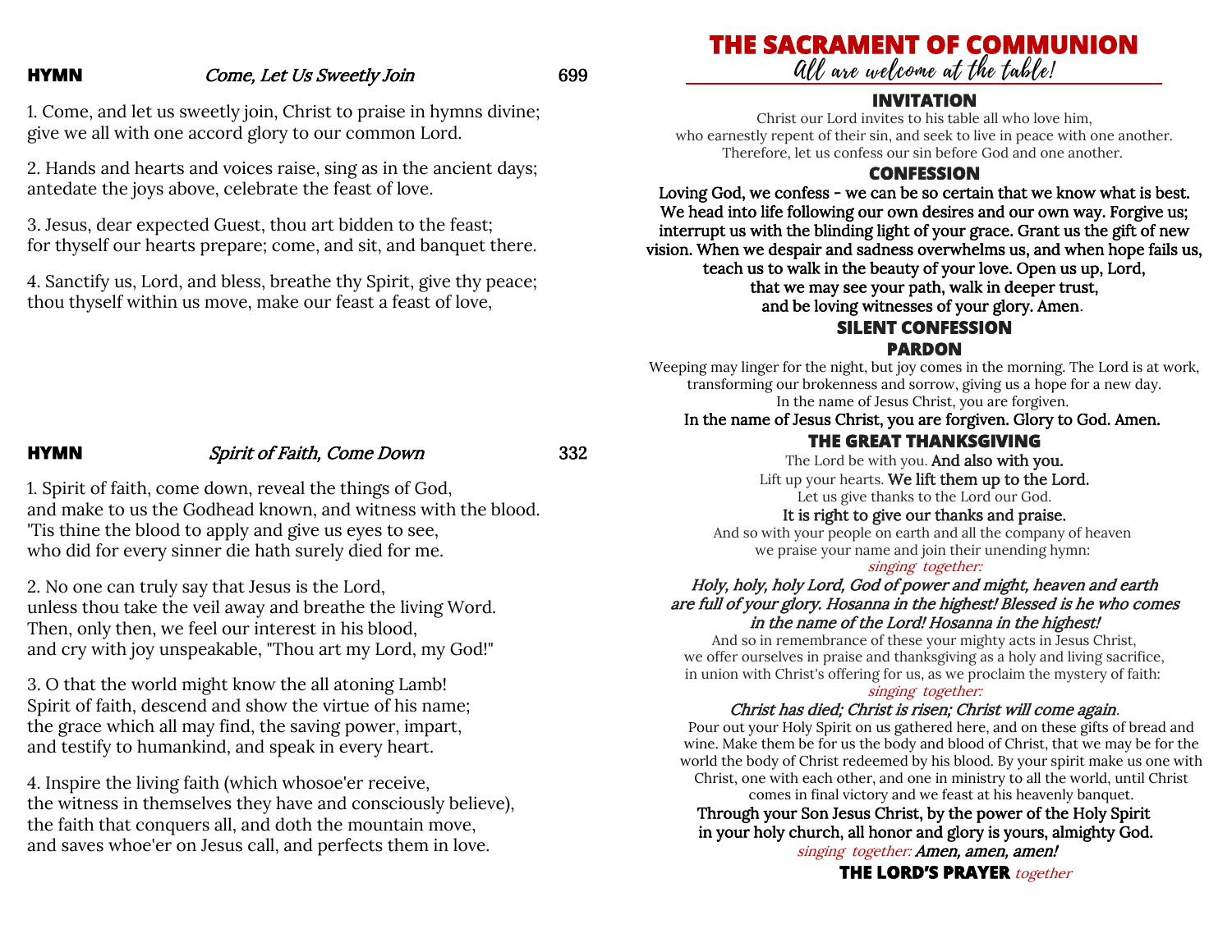**HYMN** *Come, Let Us Sweetly Join* 699

1. Come, and let us sweetly join, Christ to praise in hymns divine;
give we all with one accord glory to our common Lord.

2. Hands and hearts and voices raise, sing as in the ancient days;
antedate the joys above, celebrate the feast of love.

3. Jesus, dear expected Guest, thou art bidden to the feast;
for thyself our hearts prepare; come, and sit, and banquet there.

4. Sanctify us, Lord, and bless, breathe thy Spirit, give thy peace;
thou thyself within us move, make our feast a feast of love,

**HYMN** *Spirit of Faith, Come Down* 332

1. Spirit of faith, come down, reveal the things of God,
and make to us the Godhead known, and witness with the blood.
'Tis thine the blood to apply and give us eyes to see,
who did for every sinner die hath surely died for me.

2. No one can truly say that Jesus is the Lord,
unless thou take the veil away and breathe the living Word.
Then, only then, we feel our interest in his blood,
and cry with joy unspeakable, "Thou art my Lord, my God!"

3. O that the world might know the all atoning Lamb!
Spirit of faith, descend and show the virtue of his name;
the grace which all may find, the saving power, impart,
and testify to humankind, and speak in every heart.

4. Inspire the living faith (which whosoe'er receive,
the witness in themselves they have and consciously believe),
the faith that conquers all, and doth the mountain move,
and saves whoe'er on Jesus call, and perfects them in love.

# THE SACRAMENT OF COMMUNION

*All are welcome at the table!*

## INVITATION

Christ our Lord invites to his table all who love him,
who earnestly repent of their sin, and seek to live in peace with one another.
Therefore, let us confess our sin before God and one another.

## CONFESSION

**Loving God, we confess - we can be so certain that we know what is best. We head into life following our own desires and our own way. Forgive us; interrupt us with the blinding light of your grace. Grant us the gift of new vision. When we despair and sadness overwhelms us, and when hope fails us, teach us to walk in the beauty of your love. Open us up, Lord, that we may see your path, walk in deeper trust, and be loving witnesses of your glory. Amen.**

## SILENT CONFESSION

## PARDON

Weeping may linger for the night, but joy comes in the morning. The Lord is at work, transforming our brokenness and sorrow, giving us a hope for a new day.
In the name of Jesus Christ, you are forgiven.

**In the name of Jesus Christ, you are forgiven. Glory to God. Amen.**

## THE GREAT THANKSGIVING

The Lord be with you. **And also with you.**
Lift up your hearts. **We lift them up to the Lord.**
Let us give thanks to the Lord our God.
**It is right to give our thanks and praise.**
And so with your people on earth and all the company of heaven
we praise your name and join their unending hymn:

*singing together:*

***Holy, holy, holy Lord, God of power and might, heaven and earth are full of your glory. Hosanna in the highest! Blessed is he who comes in the name of the Lord! Hosanna in the highest!***

And so in remembrance of these your mighty acts in Jesus Christ,
we offer ourselves in praise and thanksgiving as a holy and living sacrifice,
in union with Christ's offering for us, as we proclaim the mystery of faith:

*singing together:*

***Christ has died; Christ is risen; Christ will come again.***

Pour out your Holy Spirit on us gathered here, and on these gifts of bread and wine. Make them be for us the body and blood of Christ, that we may be for the world the body of Christ redeemed by his blood. By your spirit make us one with Christ, one with each other, and one in ministry to all the world, until Christ comes in final victory and we feast at his heavenly banquet.

**Through your Son Jesus Christ, by the power of the Holy Spirit in your holy church, all honor and glory is yours, almighty God.**

*singing together:* ***Amen, amen, amen!***

**THE LORD'S PRAYER** *together*